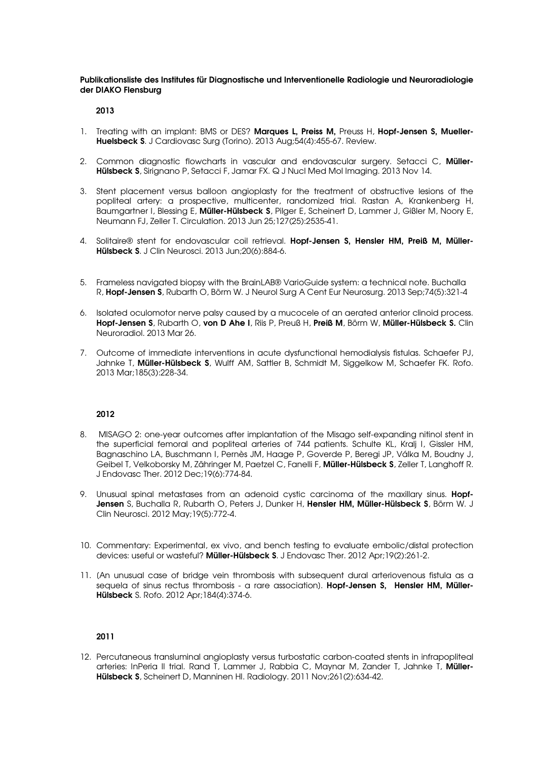**Publikationsliste des Institutes für Diagnostische und Interventionelle Radiologie und Neuroradiologie der DIAKO Flensburg**

**2013**

1. Treating with an implant: BMS or DES? **Marques L, Preiss M,** Preuss H, **Hopf-Jensen S, Mueller-Huelsbeck S**. J Cardiovasc Surg (Torino). 2013 Aug;54(4):455-67. Review.

2. Common diagnostic flowcharts in vascular and endovascular surgery. Setacci C, **Müller-Hülsbeck S**, Sirignano P, Setacci F, Jamar FX. Q J Nucl Med Mol Imaging. 2013 Nov 14.

3. Stent placement versus balloon angioplasty for the treatment of obstructive lesions of the popliteal artery: a prospective, multicenter, randomized trial. Rastan A, Krankenberg H, Baumgartner I, Blessing E, **Müller-Hülsbeck S**, Pilger E, Scheinert D, Lammer J, Gißler M, Noory E, Neumann FJ, Zeller T. Circulation. 2013 Jun 25;127(25):2535-41.

4. Solitaire® stent for endovascular coil retrieval. **Hopf-Jensen S, Hensler HM, Preiß M, Müller-Hülsbeck S**. J Clin Neurosci. 2013 Jun;20(6):884-6.

5. Frameless navigated biopsy with the BrainLAB® VarioGuide system: a technical note. Buchalla R, **Hopf-Jensen S**, Rubarth O, Börm W. J Neurol Surg A Cent Eur Neurosurg. 2013 Sep;74(5):321-4

6. Isolated oculomotor nerve palsy caused by a mucocele of an aerated anterior clinoid process. **Hopf-Jensen S**, Rubarth O, **von D Ahe I**, Riis P, Preuß H, **Preiß M**, Börm W, **Müller-Hülsbeck S.** Clin Neuroradiol. 2013 Mar 26.

7. Outcome of immediate interventions in acute dysfunctional hemodialysis fistulas. Schaefer PJ, Jahnke T, **Müller-Hülsbeck S**, Wulff AM, Sattler B, Schmidt M, Siggelkow M, Schaefer FK. Rofo. 2013 Mar;185(3):228-34.

**2012**

8. MISAGO 2: one-year outcomes after implantation of the Misago self-expanding nitinol stent in the superficial femoral and popliteal arteries of 744 patients. Schulte KL, Kralj I, Gissler HM, Bagnaschino LA, Buschmann I, Pernès JM, Haage P, Goverde P, Beregi JP, Válka M, Boudny J, Geibel T, Velkoborsky M, Zähringer M, Paetzel C, Fanelli F, **Müller-Hülsbeck S**, Zeller T, Langhoff R. J Endovasc Ther. 2012 Dec;19(6):774-84.

9. Unusual spinal metastases from an adenoid cystic carcinoma of the maxillary sinus. **Hopf-Jensen** S, Buchalla R, Rubarth O, Peters J, Dunker H, **Hensler HM, Müller-Hülsbeck S**, Börm W. J Clin Neurosci. 2012 May;19(5):772-4.

10. Commentary: Experimental, ex vivo, and bench testing to evaluate embolic/distal protection devices: useful or wasteful? **Müller-Hülsbeck S**. J Endovasc Ther. 2012 Apr;19(2):261-2.

11. (An unusual case of bridge vein thrombosis with subsequent dural arteriovenous fistula as a sequela of sinus rectus thrombosis - a rare association). **Hopf-Jensen S, Hensler HM, Müller-Hülsbeck** S. Rofo. 2012 Apr;184(4):374-6.

**2011**

12. Percutaneous transluminal angioplasty versus turbostatic carbon-coated stents in infrapopliteal arteries: InPeria II trial. Rand T, Lammer J, Rabbia C, Maynar M, Zander T, Jahnke T, **Müller-Hülsbeck S**, Scheinert D, Manninen HI. Radiology. 2011 Nov;261(2):634-42.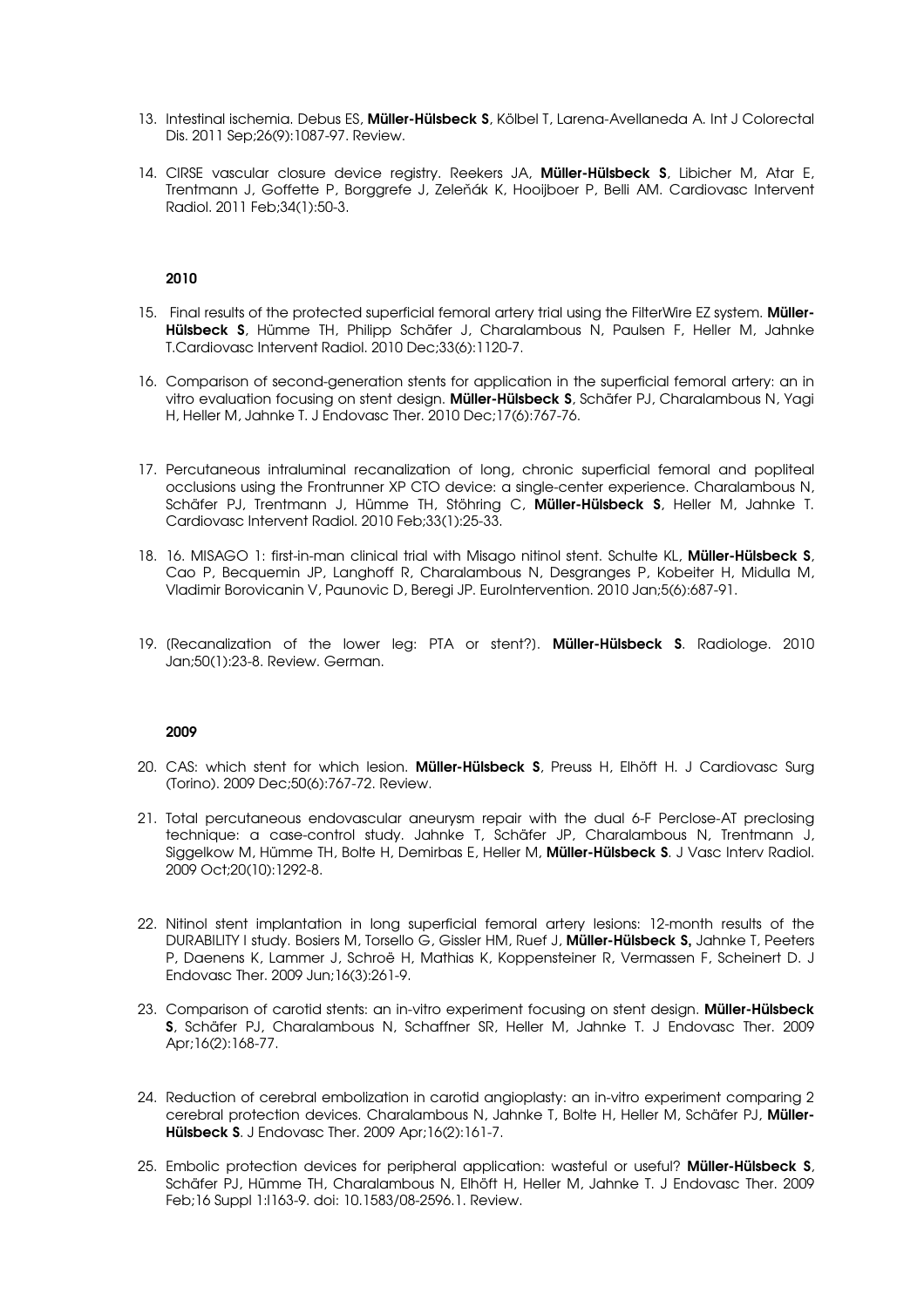13. Intestinal ischemia. Debus ES, **Müller-Hülsbeck S**, Kölbel T, Larena-Avellaneda A. Int J Colorectal Dis. 2011 Sep;26(9):1087-97. Review.

14. CIRSE vascular closure device registry. Reekers JA, **Müller-Hülsbeck S**, Libicher M, Atar E, Trentmann J, Goffette P, Borggrefe J, Zeleňák K, Hooijboer P, Belli AM. Cardiovasc Intervent Radiol. 2011 Feb;34(1):50-3.

**2010**

15. Final results of the protected superficial femoral artery trial using the FilterWire EZ system. **Müller-Hülsbeck S**, Hümme TH, Philipp Schäfer J, Charalambous N, Paulsen F, Heller M, Jahnke T.Cardiovasc Intervent Radiol. 2010 Dec;33(6):1120-7.

16. Comparison of second-generation stents for application in the superficial femoral artery: an in vitro evaluation focusing on stent design. **Müller-Hülsbeck S**, Schäfer PJ, Charalambous N, Yagi H, Heller M, Jahnke T. J Endovasc Ther. 2010 Dec;17(6):767-76.

17. Percutaneous intraluminal recanalization of long, chronic superficial femoral and popliteal occlusions using the Frontrunner XP CTO device: a single-center experience. Charalambous N, Schäfer PJ, Trentmann J, Hümme TH, Stöhring C, **Müller-Hülsbeck S**, Heller M, Jahnke T. Cardiovasc Intervent Radiol. 2010 Feb;33(1):25-33.

18. 16. MISAGO 1: first-in-man clinical trial with Misago nitinol stent. Schulte KL, **Müller-Hülsbeck S**, Cao P, Becquemin JP, Langhoff R, Charalambous N, Desgranges P, Kobeiter H, Midulla M, Vladimir Borovicanin V, Paunovic D, Beregi JP. EuroIntervention. 2010 Jan;5(6):687-91.

19. [Recanalization of the lower leg: PTA or stent?]. **Müller-Hülsbeck S**. Radiologe. 2010 Jan;50(1):23-8. Review. German.

**2009**

20. CAS: which stent for which lesion. **Müller-Hülsbeck S**, Preuss H, Elhöft H. J Cardiovasc Surg (Torino). 2009 Dec;50(6):767-72. Review.

21. Total percutaneous endovascular aneurysm repair with the dual 6-F Perclose-AT preclosing technique: a case-control study. Jahnke T, Schäfer JP, Charalambous N, Trentmann J, Siggelkow M, Hümme TH, Bolte H, Demirbas E, Heller M, **Müller-Hülsbeck S**. J Vasc Interv Radiol. 2009 Oct;20(10):1292-8.

22. Nitinol stent implantation in long superficial femoral artery lesions: 12-month results of the DURABILITY I study. Bosiers M, Torsello G, Gissler HM, Ruef J, **Müller-Hülsbeck S,** Jahnke T, Peeters P, Daenens K, Lammer J, Schroë H, Mathias K, Koppensteiner R, Vermassen F, Scheinert D. J Endovasc Ther. 2009 Jun;16(3):261-9.

23. Comparison of carotid stents: an in-vitro experiment focusing on stent design. **Müller-Hülsbeck S**, Schäfer PJ, Charalambous N, Schaffner SR, Heller M, Jahnke T. J Endovasc Ther. 2009 Apr;16(2):168-77.

24. Reduction of cerebral embolization in carotid angioplasty: an in-vitro experiment comparing 2 cerebral protection devices. Charalambous N, Jahnke T, Bolte H, Heller M, Schäfer PJ, **Müller-Hülsbeck S**. J Endovasc Ther. 2009 Apr;16(2):161-7.

25. Embolic protection devices for peripheral application: wasteful or useful? **Müller-Hülsbeck S**, Schäfer PJ, Hümme TH, Charalambous N, Elhöft H, Heller M, Jahnke T. J Endovasc Ther. 2009 Feb;16 Suppl 1:I163-9. doi: 10.1583/08-2596.1. Review.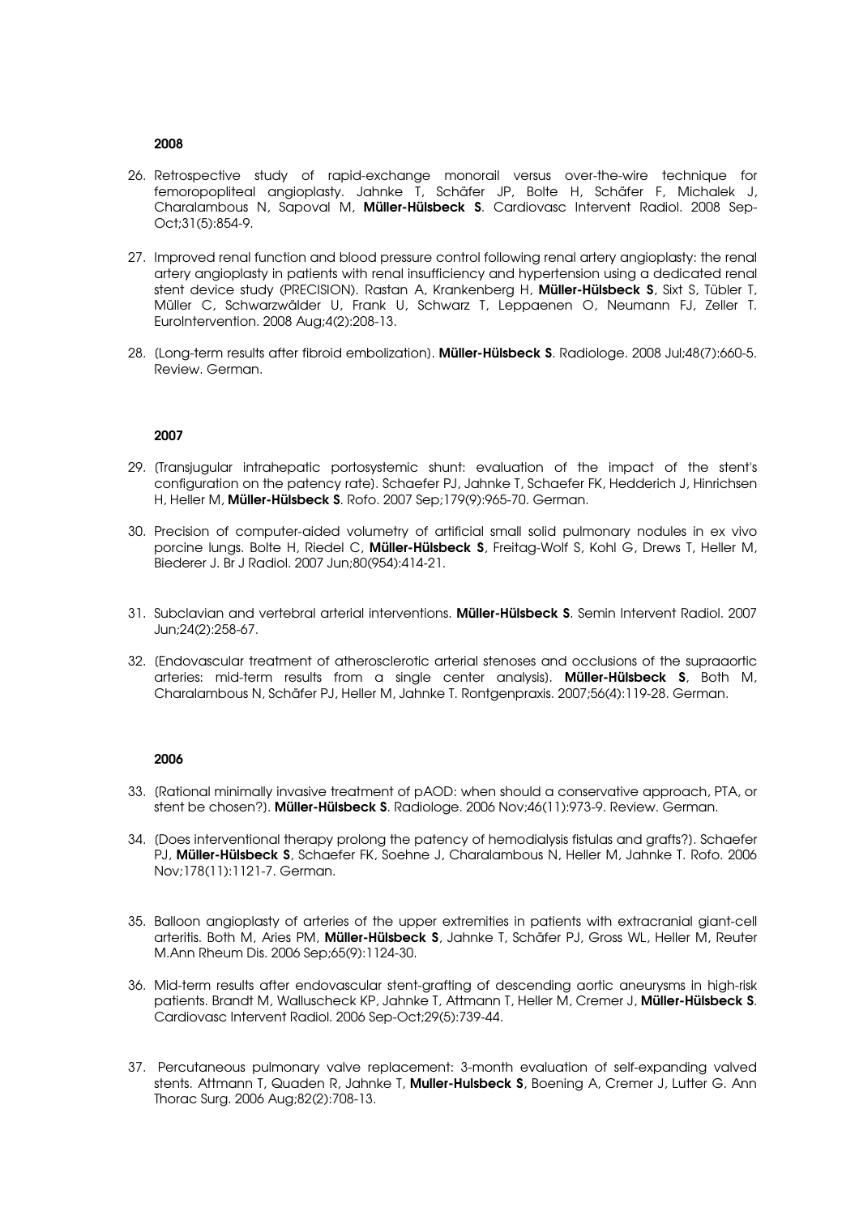**2008**

26. Retrospective study of rapid-exchange monorail versus over-the-wire technique for femoropopliteal angioplasty. Jahnke T, Schäfer JP, Bolte H, Schäfer F, Michalek J, Charalambous N, Sapoval M, **Müller-Hülsbeck S**. Cardiovasc Intervent Radiol. 2008 Sep-Oct;31(5):854-9.

27. Improved renal function and blood pressure control following renal artery angioplasty: the renal artery angioplasty in patients with renal insufficiency and hypertension using a dedicated renal stent device study (PRECISION). Rastan A, Krankenberg H, **Müller-Hülsbeck S**, Sixt S, Tübler T, Müller C, Schwarzwälder U, Frank U, Schwarz T, Leppaenen O, Neumann FJ, Zeller T. EuroIntervention. 2008 Aug;4(2):208-13.

28. (Long-term results after fibroid embolization). **Müller-Hülsbeck S**. Radiologe. 2008 Jul;48(7):660-5. Review. German.

**2007**

29. (Transjugular intrahepatic portosystemic shunt: evaluation of the impact of the stent's configuration on the patency rate). Schaefer PJ, Jahnke T, Schaefer FK, Hedderich J, Hinrichsen H, Heller M, **Müller-Hülsbeck S**. Rofo. 2007 Sep;179(9):965-70. German.

30. Precision of computer-aided volumetry of artificial small solid pulmonary nodules in ex vivo porcine lungs. Bolte H, Riedel C, **Müller-Hülsbeck S**, Freitag-Wolf S, Kohl G, Drews T, Heller M, Biederer J. Br J Radiol. 2007 Jun;80(954):414-21.

31. Subclavian and vertebral arterial interventions. **Müller-Hülsbeck S**. Semin Intervent Radiol. 2007 Jun;24(2):258-67.

32. (Endovascular treatment of atherosclerotic arterial stenoses and occlusions of the supraaortic arteries: mid-term results from a single center analysis). **Müller-Hülsbeck S**, Both M, Charalambous N, Schäfer PJ, Heller M, Jahnke T. Rontgenpraxis. 2007;56(4):119-28. German.

**2006**

33. (Rational minimally invasive treatment of pAOD: when should a conservative approach, PTA, or stent be chosen?). **Müller-Hülsbeck S**. Radiologe. 2006 Nov;46(11):973-9. Review. German.

34. (Does interventional therapy prolong the patency of hemodialysis fistulas and grafts?). Schaefer PJ, **Müller-Hülsbeck S**, Schaefer FK, Soehne J, Charalambous N, Heller M, Jahnke T. Rofo. 2006 Nov;178(11):1121-7. German.

35. Balloon angioplasty of arteries of the upper extremities in patients with extracranial giant-cell arteritis. Both M, Aries PM, **Müller-Hülsbeck S**, Jahnke T, Schäfer PJ, Gross WL, Heller M, Reuter M.Ann Rheum Dis. 2006 Sep;65(9):1124-30.

36. Mid-term results after endovascular stent-grafting of descending aortic aneurysms in high-risk patients. Brandt M, Walluscheck KP, Jahnke T, Attmann T, Heller M, Cremer J, **Müller-Hülsbeck S**. Cardiovasc Intervent Radiol. 2006 Sep-Oct;29(5):739-44.

37. Percutaneous pulmonary valve replacement: 3-month evaluation of self-expanding valved stents. Attmann T, Quaden R, Jahnke T, **Muller-Hulsbeck S**, Boening A, Cremer J, Lutter G. Ann Thorac Surg. 2006 Aug;82(2):708-13.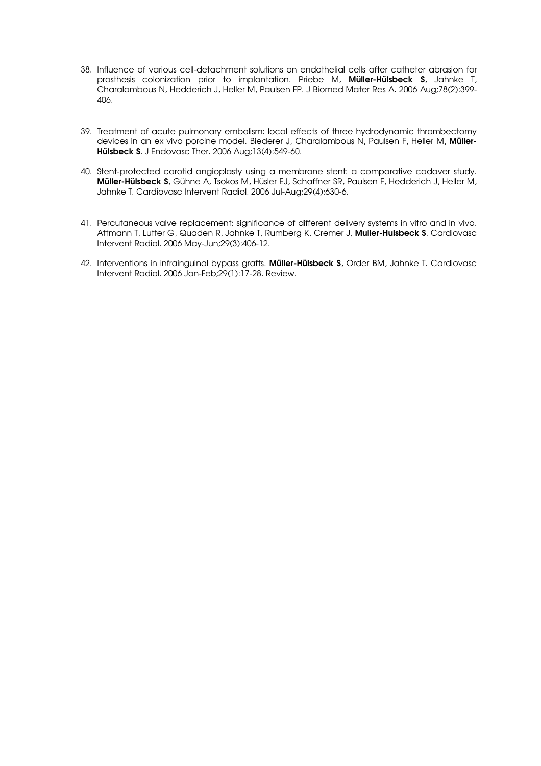38. Influence of various cell-detachment solutions on endothelial cells after catheter abrasion for prosthesis colonization prior to implantation. Priebe M, **Müller-Hülsbeck S**, Jahnke T, Charalambous N, Hedderich J, Heller M, Paulsen FP. J Biomed Mater Res A. 2006 Aug;78(2):399-406.

39. Treatment of acute pulmonary embolism: local effects of three hydrodynamic thrombectomy devices in an ex vivo porcine model. Biederer J, Charalambous N, Paulsen F, Heller M, **Müller-Hülsbeck S**. J Endovasc Ther. 2006 Aug;13(4):549-60.

40. Stent-protected carotid angioplasty using a membrane stent: a comparative cadaver study. **Müller-Hülsbeck S**, Gühne A, Tsokos M, Hüsler EJ, Schaffner SR, Paulsen F, Hedderich J, Heller M, Jahnke T. Cardiovasc Intervent Radiol. 2006 Jul-Aug;29(4):630-6.

41. Percutaneous valve replacement: significance of different delivery systems in vitro and in vivo. Attmann T, Lutter G, Quaden R, Jahnke T, Rumberg K, Cremer J, **Muller-Hulsbeck S**. Cardiovasc Intervent Radiol. 2006 May-Jun;29(3):406-12.

42. Interventions in infrainguinal bypass grafts. **Müller-Hülsbeck S**, Order BM, Jahnke T. Cardiovasc Intervent Radiol. 2006 Jan-Feb;29(1):17-28. Review.